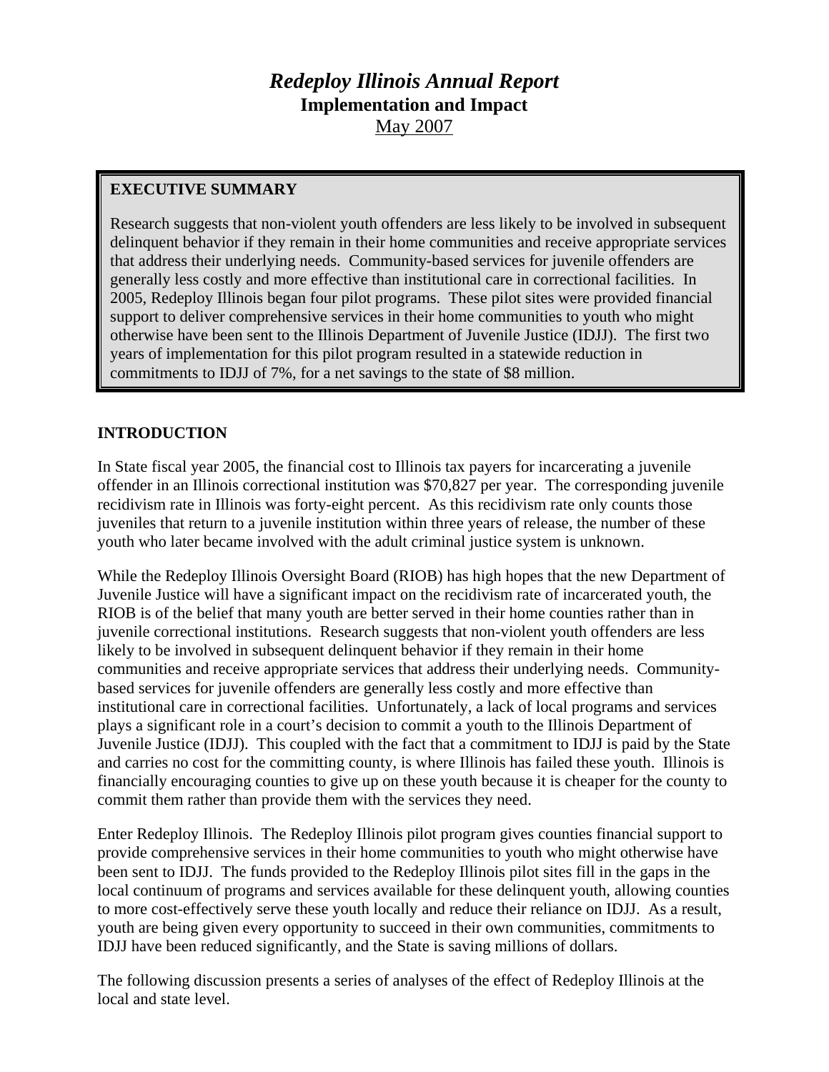# *Redeploy Illinois Annual Report*

**Implementation and Impact**

May 2007

**EXECUTIVE SUMMARY**

Research suggests that non-violent youth offenders are less likely to be involved in subsequent delinquent behavior if they remain in their home communities and receive appropriate services that address their underlying needs. Community-based services for juvenile offenders are generally less costly and more effective than institutional care in correctional facilities. In 2005, Redeploy Illinois began four pilot programs. These pilot sites were provided financial support to deliver comprehensive services in their home communities to youth who might otherwise have been sent to the Illinois Department of Juvenile Justice (IDJJ). The first two years of implementation for this pilot program resulted in a statewide reduction in commitments to IDJJ of 7%, for a net savings to the state of $8 million.

## INTRODUCTION

In State fiscal year 2005, the financial cost to Illinois tax payers for incarcerating a juvenile offender in an Illinois correctional institution was $70,827 per year. The corresponding juvenile recidivism rate in Illinois was forty-eight percent. As this recidivism rate only counts those juveniles that return to a juvenile institution within three years of release, the number of these youth who later became involved with the adult criminal justice system is unknown.

While the Redeploy Illinois Oversight Board (RIOB) has high hopes that the new Department of Juvenile Justice will have a significant impact on the recidivism rate of incarcerated youth, the RIOB is of the belief that many youth are better served in their home counties rather than in juvenile correctional institutions. Research suggests that non-violent youth offenders are less likely to be involved in subsequent delinquent behavior if they remain in their home communities and receive appropriate services that address their underlying needs. Community-based services for juvenile offenders are generally less costly and more effective than institutional care in correctional facilities. Unfortunately, a lack of local programs and services plays a significant role in a court's decision to commit a youth to the Illinois Department of Juvenile Justice (IDJJ). This coupled with the fact that a commitment to IDJJ is paid by the State and carries no cost for the committing county, is where Illinois has failed these youth. Illinois is financially encouraging counties to give up on these youth because it is cheaper for the county to commit them rather than provide them with the services they need.

Enter Redeploy Illinois. The Redeploy Illinois pilot program gives counties financial support to provide comprehensive services in their home communities to youth who might otherwise have been sent to IDJJ. The funds provided to the Redeploy Illinois pilot sites fill in the gaps in the local continuum of programs and services available for these delinquent youth, allowing counties to more cost-effectively serve these youth locally and reduce their reliance on IDJJ. As a result, youth are being given every opportunity to succeed in their own communities, commitments to IDJJ have been reduced significantly, and the State is saving millions of dollars.

The following discussion presents a series of analyses of the effect of Redeploy Illinois at the local and state level.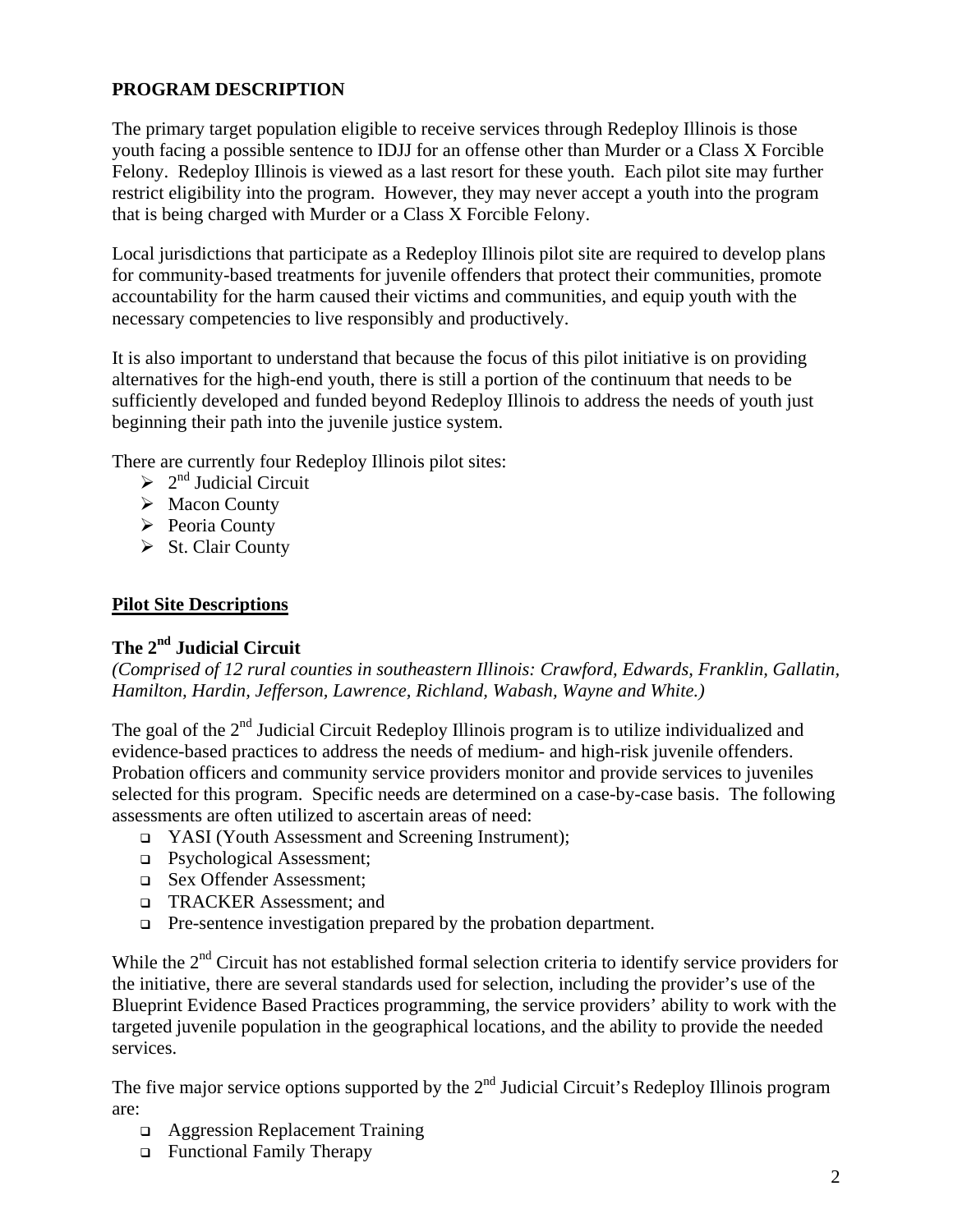## PROGRAM DESCRIPTION

The primary target population eligible to receive services through Redeploy Illinois is those youth facing a possible sentence to IDJJ for an offense other than Murder or a Class X Forcible Felony. Redeploy Illinois is viewed as a last resort for these youth. Each pilot site may further restrict eligibility into the program. However, they may never accept a youth into the program that is being charged with Murder or a Class X Forcible Felony.

Local jurisdictions that participate as a Redeploy Illinois pilot site are required to develop plans for community-based treatments for juvenile offenders that protect their communities, promote accountability for the harm caused their victims and communities, and equip youth with the necessary competencies to live responsibly and productively.

It is also important to understand that because the focus of this pilot initiative is on providing alternatives for the high-end youth, there is still a portion of the continuum that needs to be sufficiently developed and funded beyond Redeploy Illinois to address the needs of youth just beginning their path into the juvenile justice system.

There are currently four Redeploy Illinois pilot sites:

- 2nd Judicial Circuit
- Macon County
- Peoria County
- St. Clair County

### Pilot Site Descriptions

### The 2nd Judicial Circuit

*(Comprised of 12 rural counties in southeastern Illinois: Crawford, Edwards, Franklin, Gallatin, Hamilton, Hardin, Jefferson, Lawrence, Richland, Wabash, Wayne and White.)*

The goal of the 2nd Judicial Circuit Redeploy Illinois program is to utilize individualized and evidence-based practices to address the needs of medium- and high-risk juvenile offenders. Probation officers and community service providers monitor and provide services to juveniles selected for this program. Specific needs are determined on a case-by-case basis. The following assessments are often utilized to ascertain areas of need:

- YASI (Youth Assessment and Screening Instrument);
- Psychological Assessment;
- Sex Offender Assessment;
- TRACKER Assessment; and
- Pre-sentence investigation prepared by the probation department.

While the 2nd Circuit has not established formal selection criteria to identify service providers for the initiative, there are several standards used for selection, including the provider's use of the Blueprint Evidence Based Practices programming, the service providers' ability to work with the targeted juvenile population in the geographical locations, and the ability to provide the needed services.

The five major service options supported by the 2nd Judicial Circuit's Redeploy Illinois program are:

- Aggression Replacement Training
- Functional Family Therapy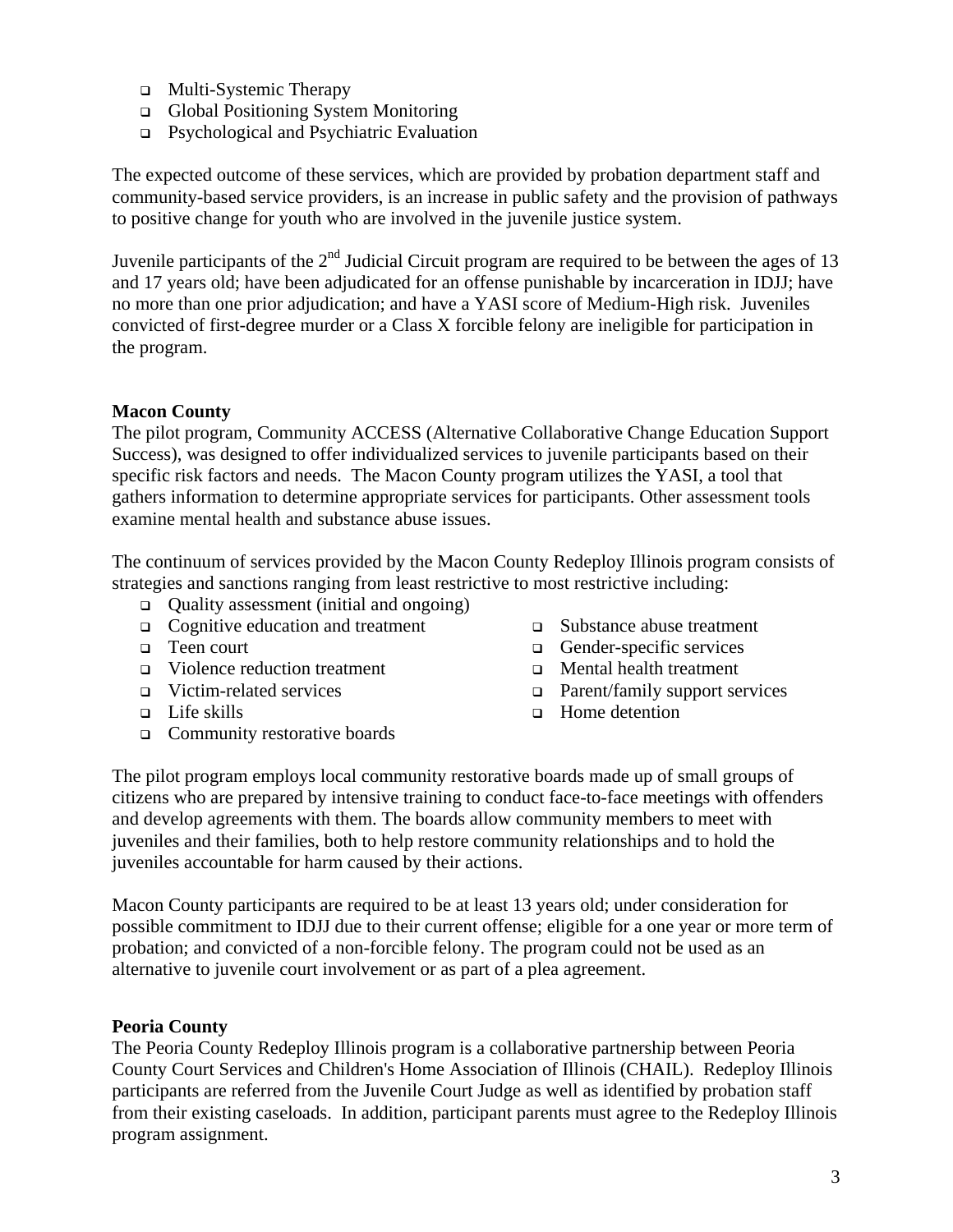- Multi-Systemic Therapy
- Global Positioning System Monitoring
- Psychological and Psychiatric Evaluation

The expected outcome of these services, which are provided by probation department staff and community-based service providers, is an increase in public safety and the provision of pathways to positive change for youth who are involved in the juvenile justice system.

Juvenile participants of the 2nd Judicial Circuit program are required to be between the ages of 13 and 17 years old; have been adjudicated for an offense punishable by incarceration in IDJJ; have no more than one prior adjudication; and have a YASI score of Medium-High risk. Juveniles convicted of first-degree murder or a Class X forcible felony are ineligible for participation in the program.

**Macon County**

The pilot program, Community ACCESS (Alternative Collaborative Change Education Support Success), was designed to offer individualized services to juvenile participants based on their specific risk factors and needs. The Macon County program utilizes the YASI, a tool that gathers information to determine appropriate services for participants. Other assessment tools examine mental health and substance abuse issues.

The continuum of services provided by the Macon County Redeploy Illinois program consists of strategies and sanctions ranging from least restrictive to most restrictive including:

- Quality assessment (initial and ongoing)
- Cognitive education and treatment
- Teen court
- Violence reduction treatment
- Victim-related services
- Life skills
- Community restorative boards
- Substance abuse treatment
- Gender-specific services
- Mental health treatment
- Parent/family support services
- Home detention

The pilot program employs local community restorative boards made up of small groups of citizens who are prepared by intensive training to conduct face-to-face meetings with offenders and develop agreements with them. The boards allow community members to meet with juveniles and their families, both to help restore community relationships and to hold the juveniles accountable for harm caused by their actions.

Macon County participants are required to be at least 13 years old; under consideration for possible commitment to IDJJ due to their current offense; eligible for a one year or more term of probation; and convicted of a non-forcible felony. The program could not be used as an alternative to juvenile court involvement or as part of a plea agreement.

**Peoria County**

The Peoria County Redeploy Illinois program is a collaborative partnership between Peoria County Court Services and Children's Home Association of Illinois (CHAIL). Redeploy Illinois participants are referred from the Juvenile Court Judge as well as identified by probation staff from their existing caseloads. In addition, participant parents must agree to the Redeploy Illinois program assignment.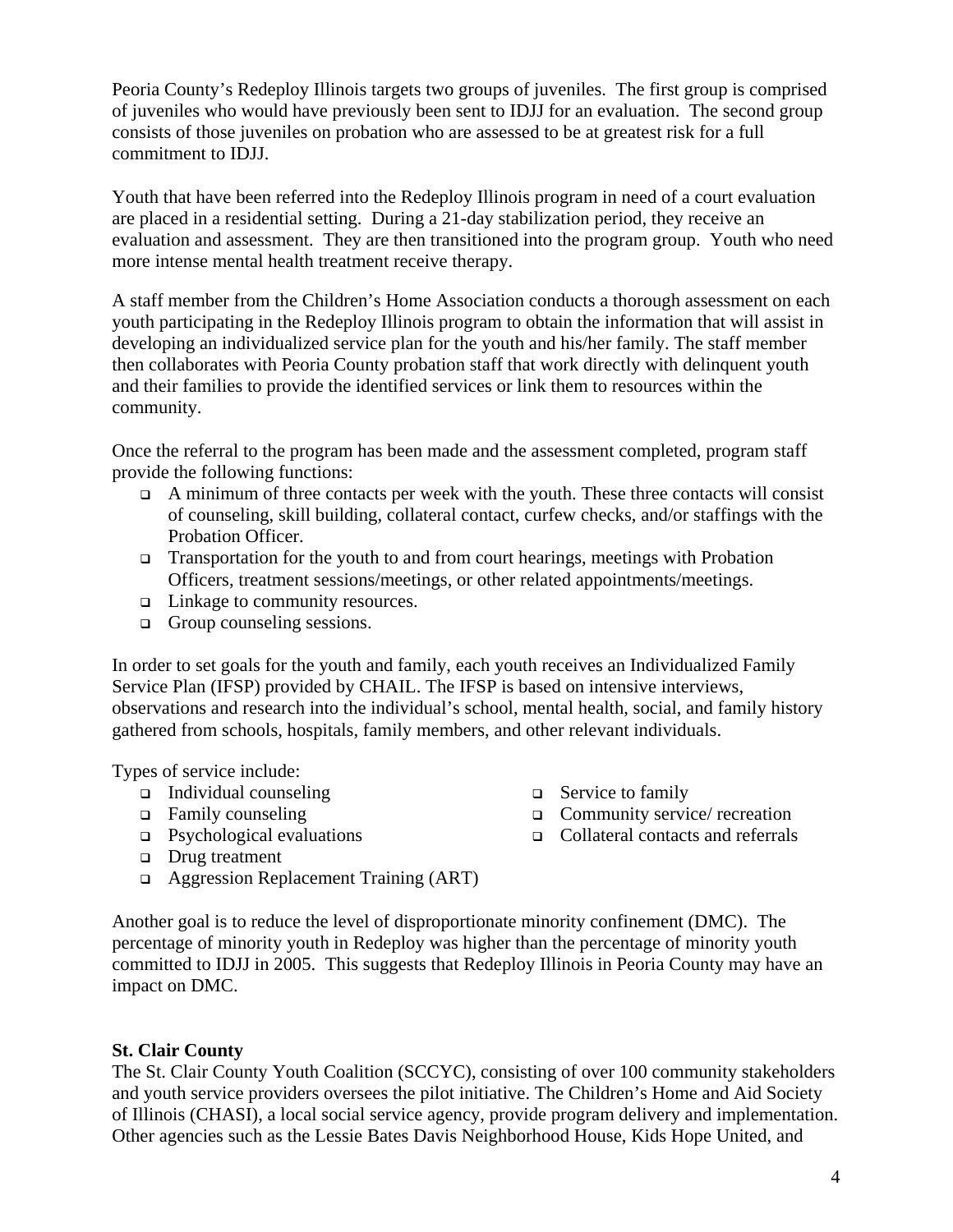Peoria County's Redeploy Illinois targets two groups of juveniles. The first group is comprised of juveniles who would have previously been sent to IDJJ for an evaluation. The second group consists of those juveniles on probation who are assessed to be at greatest risk for a full commitment to IDJJ.

Youth that have been referred into the Redeploy Illinois program in need of a court evaluation are placed in a residential setting. During a 21-day stabilization period, they receive an evaluation and assessment. They are then transitioned into the program group. Youth who need more intense mental health treatment receive therapy.

A staff member from the Children's Home Association conducts a thorough assessment on each youth participating in the Redeploy Illinois program to obtain the information that will assist in developing an individualized service plan for the youth and his/her family. The staff member then collaborates with Peoria County probation staff that work directly with delinquent youth and their families to provide the identified services or link them to resources within the community.

Once the referral to the program has been made and the assessment completed, program staff provide the following functions:

- A minimum of three contacts per week with the youth. These three contacts will consist of counseling, skill building, collateral contact, curfew checks, and/or staffings with the Probation Officer.
- Transportation for the youth to and from court hearings, meetings with Probation Officers, treatment sessions/meetings, or other related appointments/meetings.
- Linkage to community resources.
- Group counseling sessions.

In order to set goals for the youth and family, each youth receives an Individualized Family Service Plan (IFSP) provided by CHAIL. The IFSP is based on intensive interviews, observations and research into the individual's school, mental health, social, and family history gathered from schools, hospitals, family members, and other relevant individuals.

Types of service include:

- Individual counseling
- Family counseling
- Psychological evaluations
- Drug treatment
- Aggression Replacement Training (ART)
- Service to family
- Community service/ recreation
- Collateral contacts and referrals

Another goal is to reduce the level of disproportionate minority confinement (DMC). The percentage of minority youth in Redeploy was higher than the percentage of minority youth committed to IDJJ in 2005. This suggests that Redeploy Illinois in Peoria County may have an impact on DMC.

**St. Clair County**

The St. Clair County Youth Coalition (SCCYC), consisting of over 100 community stakeholders and youth service providers oversees the pilot initiative. The Children's Home and Aid Society of Illinois (CHASI), a local social service agency, provide program delivery and implementation. Other agencies such as the Lessie Bates Davis Neighborhood House, Kids Hope United, and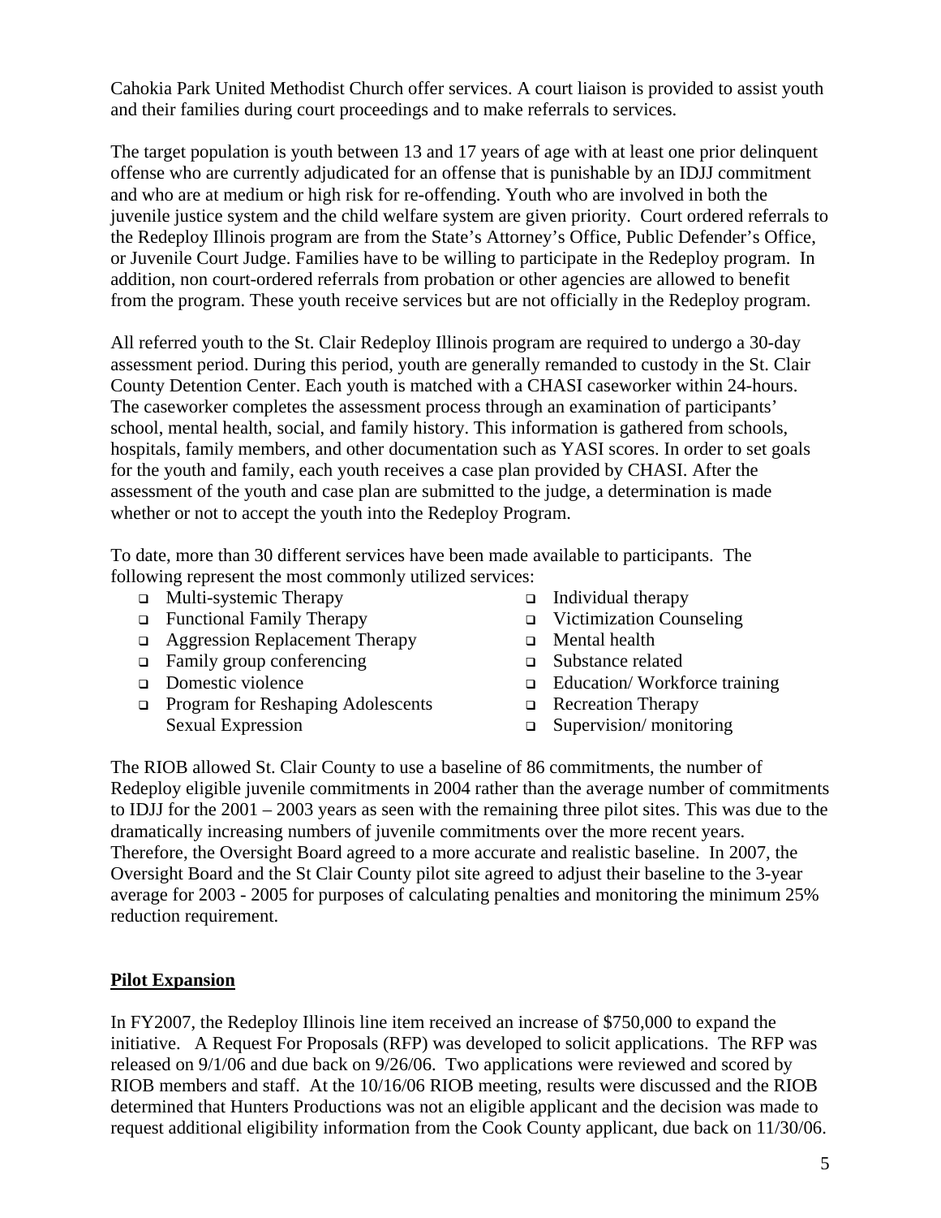Cahokia Park United Methodist Church offer services. A court liaison is provided to assist youth and their families during court proceedings and to make referrals to services.

The target population is youth between 13 and 17 years of age with at least one prior delinquent offense who are currently adjudicated for an offense that is punishable by an IDJJ commitment and who are at medium or high risk for re-offending. Youth who are involved in both the juvenile justice system and the child welfare system are given priority. Court ordered referrals to the Redeploy Illinois program are from the State's Attorney's Office, Public Defender's Office, or Juvenile Court Judge. Families have to be willing to participate in the Redeploy program. In addition, non court-ordered referrals from probation or other agencies are allowed to benefit from the program. These youth receive services but are not officially in the Redeploy program.

All referred youth to the St. Clair Redeploy Illinois program are required to undergo a 30-day assessment period. During this period, youth are generally remanded to custody in the St. Clair County Detention Center. Each youth is matched with a CHASI caseworker within 24-hours. The caseworker completes the assessment process through an examination of participants' school, mental health, social, and family history. This information is gathered from schools, hospitals, family members, and other documentation such as YASI scores. In order to set goals for the youth and family, each youth receives a case plan provided by CHASI. After the assessment of the youth and case plan are submitted to the judge, a determination is made whether or not to accept the youth into the Redeploy Program.

To date, more than 30 different services have been made available to participants. The following represent the most commonly utilized services:

- Multi-systemic Therapy
- Functional Family Therapy
- Aggression Replacement Therapy
- Family group conferencing
- Domestic violence
- Program for Reshaping Adolescents Sexual Expression
- Individual therapy
- Victimization Counseling
- Mental health
- Substance related
- Education/ Workforce training
- Recreation Therapy
- Supervision/ monitoring

The RIOB allowed St. Clair County to use a baseline of 86 commitments, the number of Redeploy eligible juvenile commitments in 2004 rather than the average number of commitments to IDJJ for the 2001 – 2003 years as seen with the remaining three pilot sites. This was due to the dramatically increasing numbers of juvenile commitments over the more recent years. Therefore, the Oversight Board agreed to a more accurate and realistic baseline. In 2007, the Oversight Board and the St Clair County pilot site agreed to adjust their baseline to the 3-year average for 2003 - 2005 for purposes of calculating penalties and monitoring the minimum 25% reduction requirement.

## Pilot Expansion

In FY2007, the Redeploy Illinois line item received an increase of $750,000 to expand the initiative. A Request For Proposals (RFP) was developed to solicit applications. The RFP was released on 9/1/06 and due back on 9/26/06. Two applications were reviewed and scored by RIOB members and staff. At the 10/16/06 RIOB meeting, results were discussed and the RIOB determined that Hunters Productions was not an eligible applicant and the decision was made to request additional eligibility information from the Cook County applicant, due back on 11/30/06.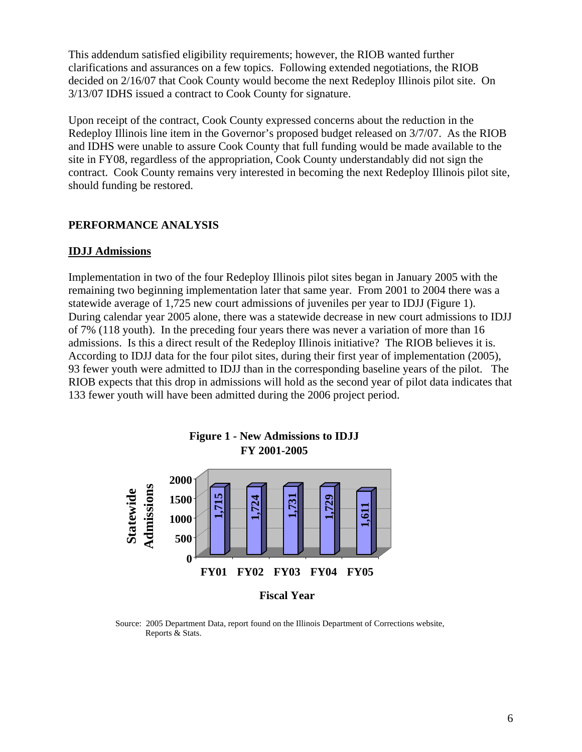This addendum satisfied eligibility requirements; however, the RIOB wanted further clarifications and assurances on a few topics. Following extended negotiations, the RIOB decided on 2/16/07 that Cook County would become the next Redeploy Illinois pilot site. On 3/13/07 IDHS issued a contract to Cook County for signature.

Upon receipt of the contract, Cook County expressed concerns about the reduction in the Redeploy Illinois line item in the Governor's proposed budget released on 3/7/07. As the RIOB and IDHS were unable to assure Cook County that full funding would be made available to the site in FY08, regardless of the appropriation, Cook County understandably did not sign the contract. Cook County remains very interested in becoming the next Redeploy Illinois pilot site, should funding be restored.

## PERFORMANCE ANALYSIS

### IDJJ Admissions

Implementation in two of the four Redeploy Illinois pilot sites began in January 2005 with the remaining two beginning implementation later that same year. From 2001 to 2004 there was a statewide average of 1,725 new court admissions of juveniles per year to IDJJ (Figure 1). During calendar year 2005 alone, there was a statewide decrease in new court admissions to IDJJ of 7% (118 youth). In the preceding four years there was never a variation of more than 16 admissions. Is this a direct result of the Redeploy Illinois initiative? The RIOB believes it is. According to IDJJ data for the four pilot sites, during their first year of implementation (2005), 93 fewer youth were admitted to IDJJ than in the corresponding baseline years of the pilot. The RIOB expects that this drop in admissions will hold as the second year of pilot data indicates that 133 fewer youth will have been admitted during the 2006 project period.

**Figure 1 - New Admissions to IDJJ FY 2001-2005**

| Fiscal Year | Statewide Admissions |
|---|---|
| FY01 | 1,715 |
| FY02 | 1,724 |
| FY03 | 1,731 |
| FY04 | 1,729 |
| FY05 | 1,611 |

Source: 2005 Department Data, report found on the Illinois Department of Corrections website, Reports & Stats.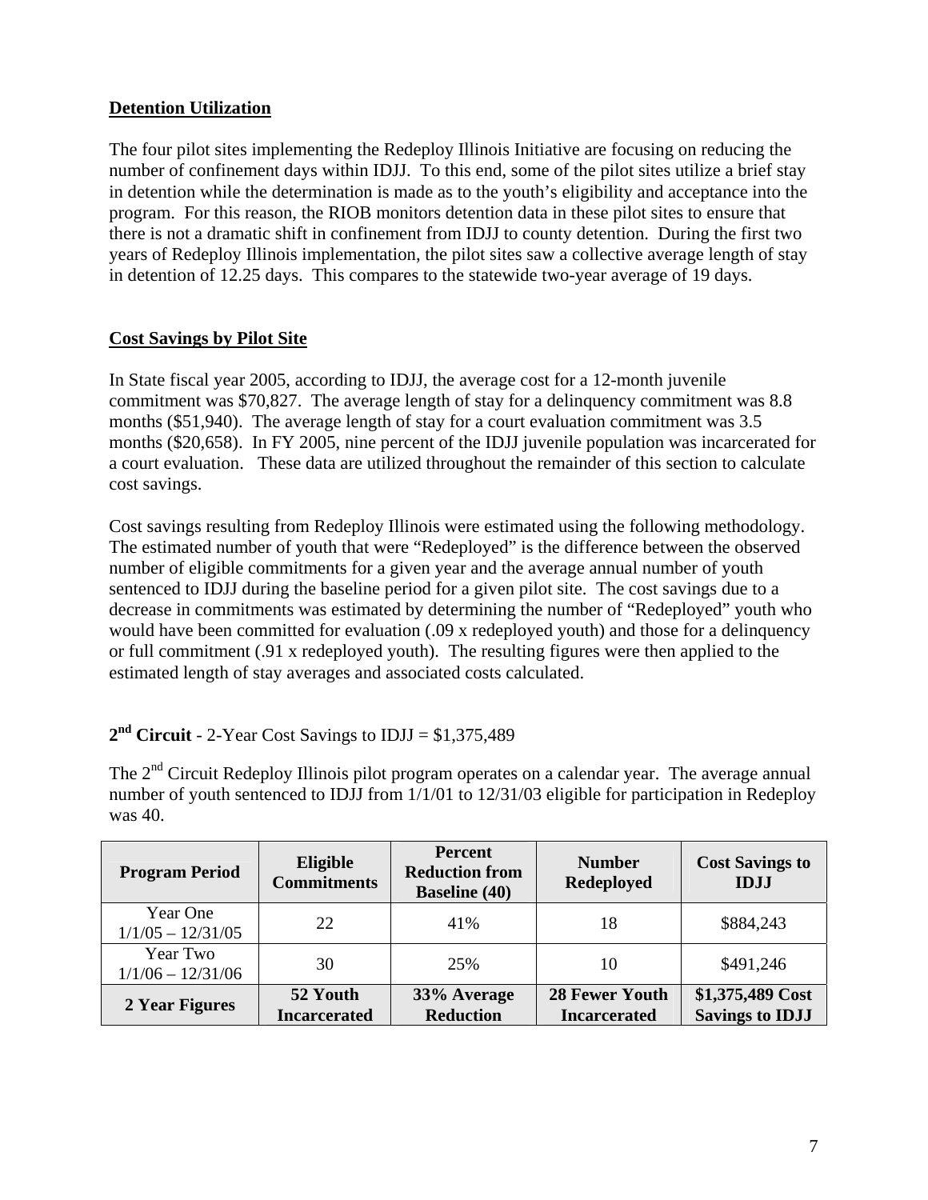## Detention Utilization

The four pilot sites implementing the Redeploy Illinois Initiative are focusing on reducing the number of confinement days within IDJJ. To this end, some of the pilot sites utilize a brief stay in detention while the determination is made as to the youth's eligibility and acceptance into the program. For this reason, the RIOB monitors detention data in these pilot sites to ensure that there is not a dramatic shift in confinement from IDJJ to county detention. During the first two years of Redeploy Illinois implementation, the pilot sites saw a collective average length of stay in detention of 12.25 days. This compares to the statewide two-year average of 19 days.

## Cost Savings by Pilot Site

In State fiscal year 2005, according to IDJJ, the average cost for a 12-month juvenile commitment was $70,827. The average length of stay for a delinquency commitment was 8.8 months ($51,940). The average length of stay for a court evaluation commitment was 3.5 months ($20,658). In FY 2005, nine percent of the IDJJ juvenile population was incarcerated for a court evaluation. These data are utilized throughout the remainder of this section to calculate cost savings.

Cost savings resulting from Redeploy Illinois were estimated using the following methodology. The estimated number of youth that were "Redeployed" is the difference between the observed number of eligible commitments for a given year and the average annual number of youth sentenced to IDJJ during the baseline period for a given pilot site. The cost savings due to a decrease in commitments was estimated by determining the number of "Redeployed" youth who would have been committed for evaluation (.09 x redeployed youth) and those for a delinquency or full commitment (.91 x redeployed youth). The resulting figures were then applied to the estimated length of stay averages and associated costs calculated.

### 2nd Circuit - 2-Year Cost Savings to IDJJ = $1,375,489

The 2nd Circuit Redeploy Illinois pilot program operates on a calendar year. The average annual number of youth sentenced to IDJJ from 1/1/01 to 12/31/03 eligible for participation in Redeploy was 40.

| Program Period | Eligible Commitments | Percent Reduction from Baseline (40) | Number Redeployed | Cost Savings to IDJJ |
|---|---|---|---|---|
| Year One 1/1/05 – 12/31/05 | 22 | 41% | 18 | $884,243 |
| Year Two 1/1/06 – 12/31/06 | 30 | 25% | 10 | $491,246 |
| **2 Year Figures** | **52 Youth Incarcerated** | **33% Average Reduction** | **28 Fewer Youth Incarcerated** | **$1,375,489 Cost Savings to IDJJ** |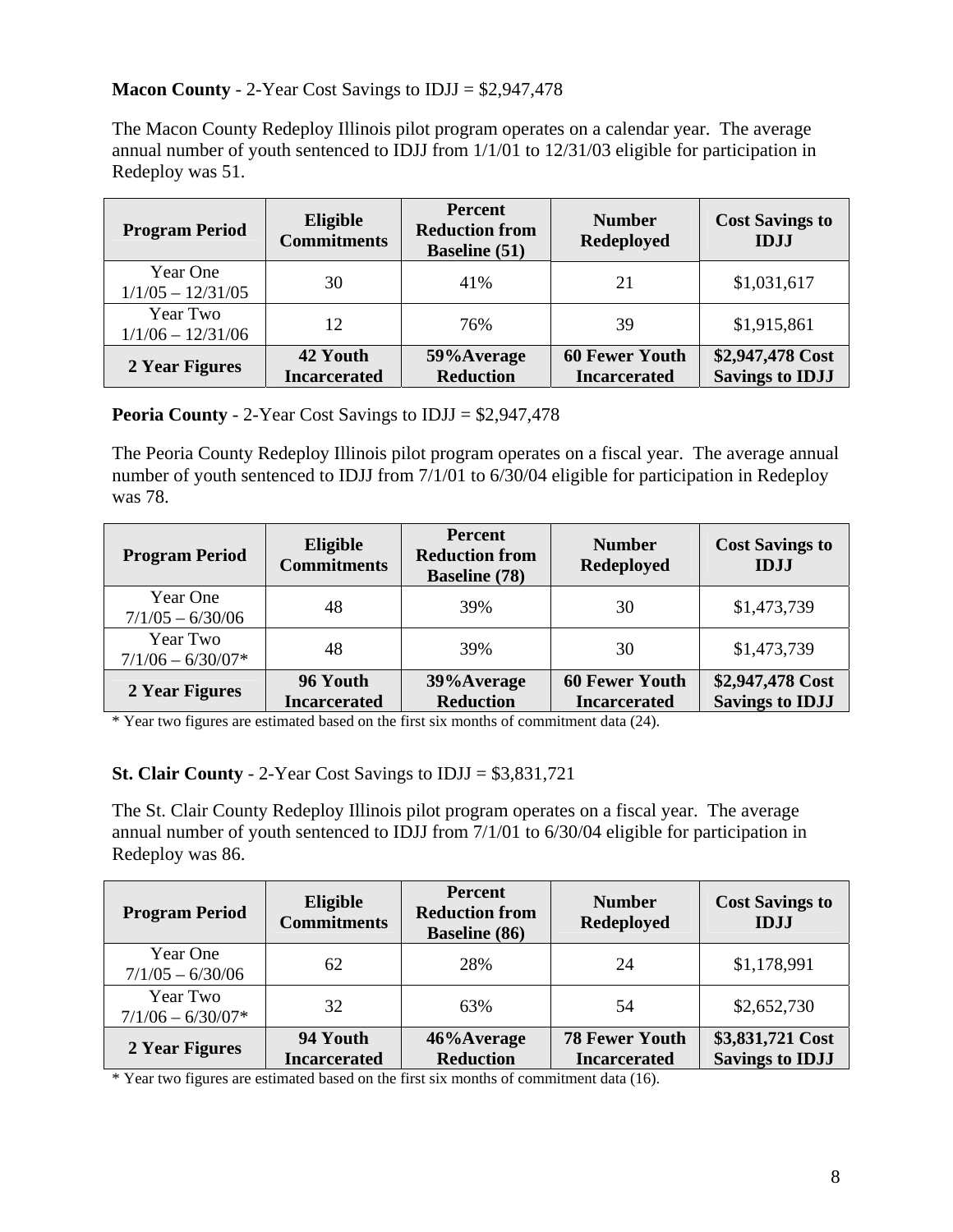**Macon County** - 2-Year Cost Savings to IDJJ = $2,947,478

The Macon County Redeploy Illinois pilot program operates on a calendar year. The average annual number of youth sentenced to IDJJ from 1/1/01 to 12/31/03 eligible for participation in Redeploy was 51.

| Program Period | Eligible Commitments | Percent Reduction from Baseline (51) | Number Redeployed | Cost Savings to IDJJ |
|---|---|---|---|---|
| Year One 1/1/05 – 12/31/05 | 30 | 41% | 21 | $1,031,617 |
| Year Two 1/1/06 – 12/31/06 | 12 | 76% | 39 | $1,915,861 |
| **2 Year Figures** | **42 Youth Incarcerated** | **59%Average Reduction** | **60 Fewer Youth Incarcerated** | **$2,947,478 Cost Savings to IDJJ** |

**Peoria County** - 2-Year Cost Savings to IDJJ = $2,947,478

The Peoria County Redeploy Illinois pilot program operates on a fiscal year. The average annual number of youth sentenced to IDJJ from 7/1/01 to 6/30/04 eligible for participation in Redeploy was 78.

| Program Period | Eligible Commitments | Percent Reduction from Baseline (78) | Number Redeployed | Cost Savings to IDJJ |
|---|---|---|---|---|
| Year One 7/1/05 – 6/30/06 | 48 | 39% | 30 | $1,473,739 |
| Year Two 7/1/06 – 6/30/07* | 48 | 39% | 30 | $1,473,739 |
| **2 Year Figures** | **96 Youth Incarcerated** | **39%Average Reduction** | **60 Fewer Youth Incarcerated** | **$2,947,478 Cost Savings to IDJJ** |

* Year two figures are estimated based on the first six months of commitment data (24).

**St. Clair County** - 2-Year Cost Savings to IDJJ = $3,831,721

The St. Clair County Redeploy Illinois pilot program operates on a fiscal year. The average annual number of youth sentenced to IDJJ from 7/1/01 to 6/30/04 eligible for participation in Redeploy was 86.

| Program Period | Eligible Commitments | Percent Reduction from Baseline (86) | Number Redeployed | Cost Savings to IDJJ |
|---|---|---|---|---|
| Year One 7/1/05 – 6/30/06 | 62 | 28% | 24 | $1,178,991 |
| Year Two 7/1/06 – 6/30/07* | 32 | 63% | 54 | $2,652,730 |
| **2 Year Figures** | **94 Youth Incarcerated** | **46%Average Reduction** | **78 Fewer Youth Incarcerated** | **$3,831,721 Cost Savings to IDJJ** |

* Year two figures are estimated based on the first six months of commitment data (16).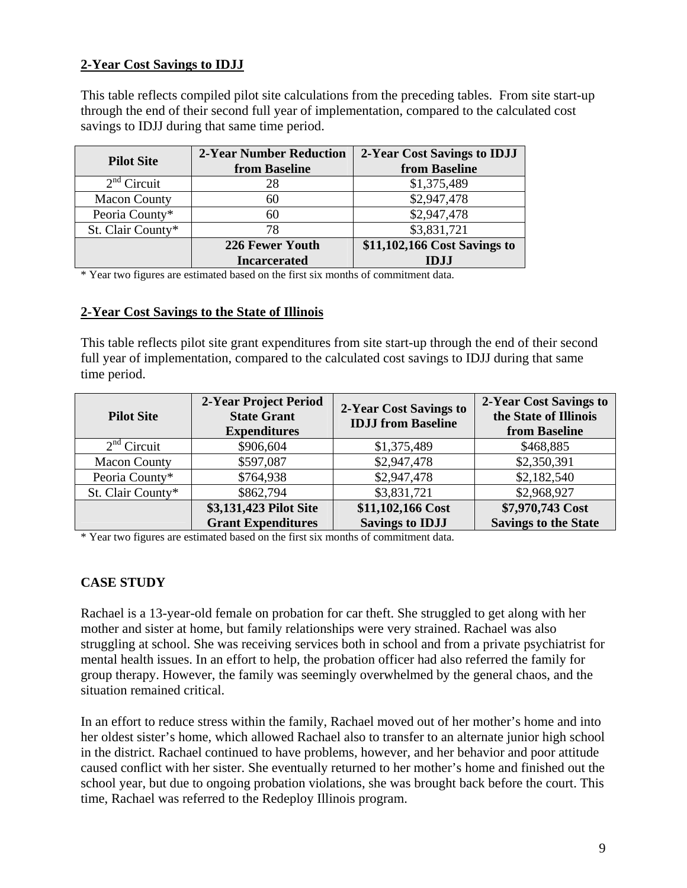## 2-Year Cost Savings to IDJJ

This table reflects compiled pilot site calculations from the preceding tables. From site start-up through the end of their second full year of implementation, compared to the calculated cost savings to IDJJ during that same time period.

| Pilot Site | 2-Year Number Reduction from Baseline | 2-Year Cost Savings to IDJJ from Baseline |
|---|---|---|
| 2nd Circuit | 28 | \$1,375,489 |
| Macon County | 60 | \$2,947,478 |
| Peoria County* | 60 | \$2,947,478 |
| St. Clair County* | 78 | \$3,831,721 |
| | **226 Fewer Youth Incarcerated** | **\$11,102,166 Cost Savings to IDJJ** |

\* Year two figures are estimated based on the first six months of commitment data.

## 2-Year Cost Savings to the State of Illinois

This table reflects pilot site grant expenditures from site start-up through the end of their second full year of implementation, compared to the calculated cost savings to IDJJ during that same time period.

| Pilot Site | 2-Year Project Period State Grant Expenditures | 2-Year Cost Savings to IDJJ from Baseline | 2-Year Cost Savings to the State of Illinois from Baseline |
|---|---|---|---|
| 2nd Circuit | \$906,604 | \$1,375,489 | \$468,885 |
| Macon County | \$597,087 | \$2,947,478 | \$2,350,391 |
| Peoria County* | \$764,938 | \$2,947,478 | \$2,182,540 |
| St. Clair County* | \$862,794 | \$3,831,721 | \$2,968,927 |
| | **\$3,131,423 Pilot Site Grant Expenditures** | **\$11,102,166 Cost Savings to IDJJ** | **\$7,970,743 Cost Savings to the State** |

\* Year two figures are estimated based on the first six months of commitment data.

## CASE STUDY

Rachael is a 13-year-old female on probation for car theft. She struggled to get along with her mother and sister at home, but family relationships were very strained. Rachael was also struggling at school. She was receiving services both in school and from a private psychiatrist for mental health issues. In an effort to help, the probation officer had also referred the family for group therapy. However, the family was seemingly overwhelmed by the general chaos, and the situation remained critical.

In an effort to reduce stress within the family, Rachael moved out of her mother's home and into her oldest sister's home, which allowed Rachael also to transfer to an alternate junior high school in the district. Rachael continued to have problems, however, and her behavior and poor attitude caused conflict with her sister. She eventually returned to her mother's home and finished out the school year, but due to ongoing probation violations, she was brought back before the court. This time, Rachael was referred to the Redeploy Illinois program.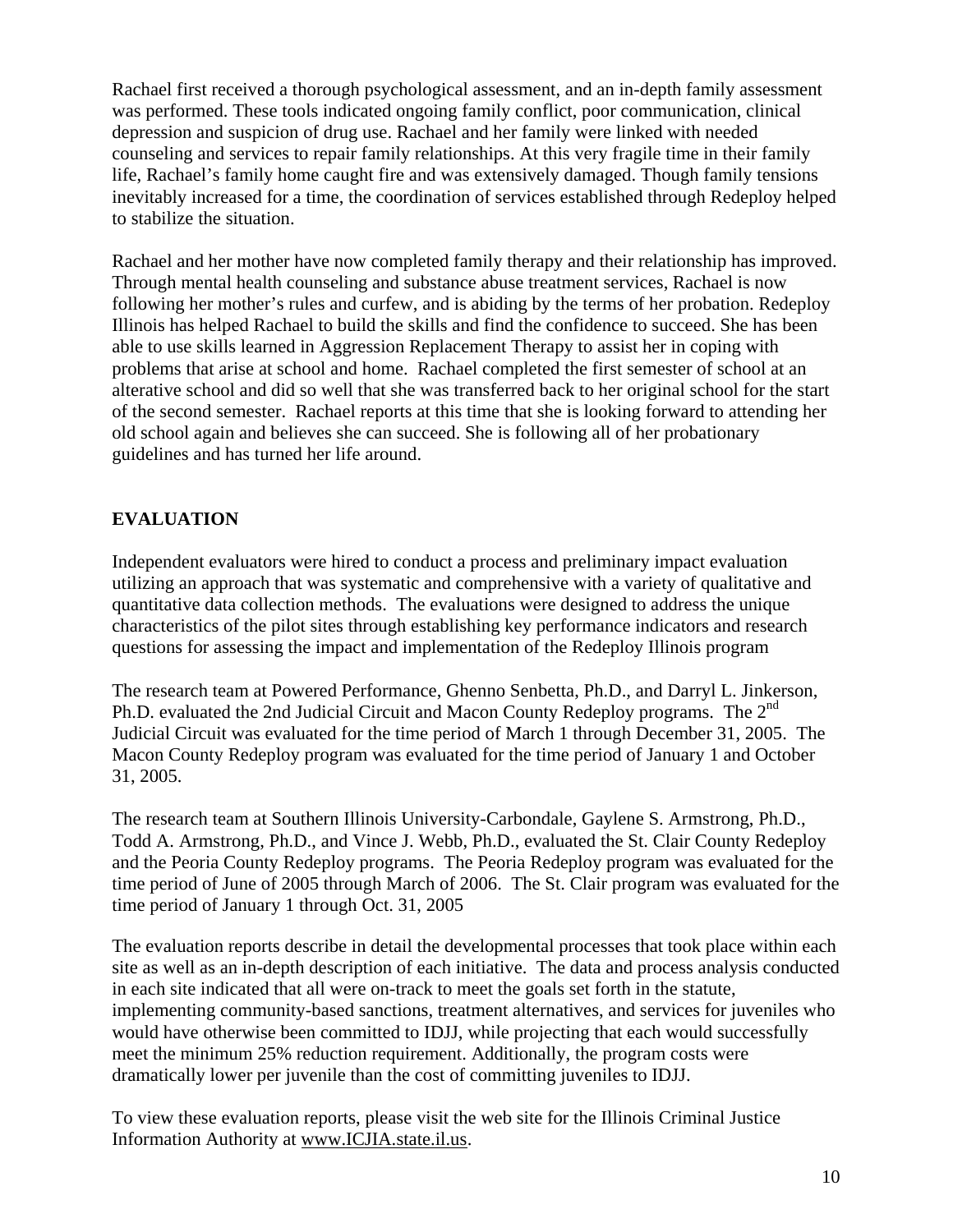Rachael first received a thorough psychological assessment, and an in-depth family assessment was performed. These tools indicated ongoing family conflict, poor communication, clinical depression and suspicion of drug use. Rachael and her family were linked with needed counseling and services to repair family relationships. At this very fragile time in their family life, Rachael's family home caught fire and was extensively damaged. Though family tensions inevitably increased for a time, the coordination of services established through Redeploy helped to stabilize the situation.

Rachael and her mother have now completed family therapy and their relationship has improved. Through mental health counseling and substance abuse treatment services, Rachael is now following her mother's rules and curfew, and is abiding by the terms of her probation. Redeploy Illinois has helped Rachael to build the skills and find the confidence to succeed. She has been able to use skills learned in Aggression Replacement Therapy to assist her in coping with problems that arise at school and home. Rachael completed the first semester of school at an alterative school and did so well that she was transferred back to her original school for the start of the second semester. Rachael reports at this time that she is looking forward to attending her old school again and believes she can succeed. She is following all of her probationary guidelines and has turned her life around.

## EVALUATION

Independent evaluators were hired to conduct a process and preliminary impact evaluation utilizing an approach that was systematic and comprehensive with a variety of qualitative and quantitative data collection methods. The evaluations were designed to address the unique characteristics of the pilot sites through establishing key performance indicators and research questions for assessing the impact and implementation of the Redeploy Illinois program

The research team at Powered Performance, Ghenno Senbetta, Ph.D., and Darryl L. Jinkerson, Ph.D. evaluated the 2nd Judicial Circuit and Macon County Redeploy programs. The 2nd Judicial Circuit was evaluated for the time period of March 1 through December 31, 2005. The Macon County Redeploy program was evaluated for the time period of January 1 and October 31, 2005.

The research team at Southern Illinois University-Carbondale, Gaylene S. Armstrong, Ph.D., Todd A. Armstrong, Ph.D., and Vince J. Webb, Ph.D., evaluated the St. Clair County Redeploy and the Peoria County Redeploy programs. The Peoria Redeploy program was evaluated for the time period of June of 2005 through March of 2006. The St. Clair program was evaluated for the time period of January 1 through Oct. 31, 2005

The evaluation reports describe in detail the developmental processes that took place within each site as well as an in-depth description of each initiative. The data and process analysis conducted in each site indicated that all were on-track to meet the goals set forth in the statute, implementing community-based sanctions, treatment alternatives, and services for juveniles who would have otherwise been committed to IDJJ, while projecting that each would successfully meet the minimum 25% reduction requirement. Additionally, the program costs were dramatically lower per juvenile than the cost of committing juveniles to IDJJ.

To view these evaluation reports, please visit the web site for the Illinois Criminal Justice Information Authority at www.ICJIA.state.il.us.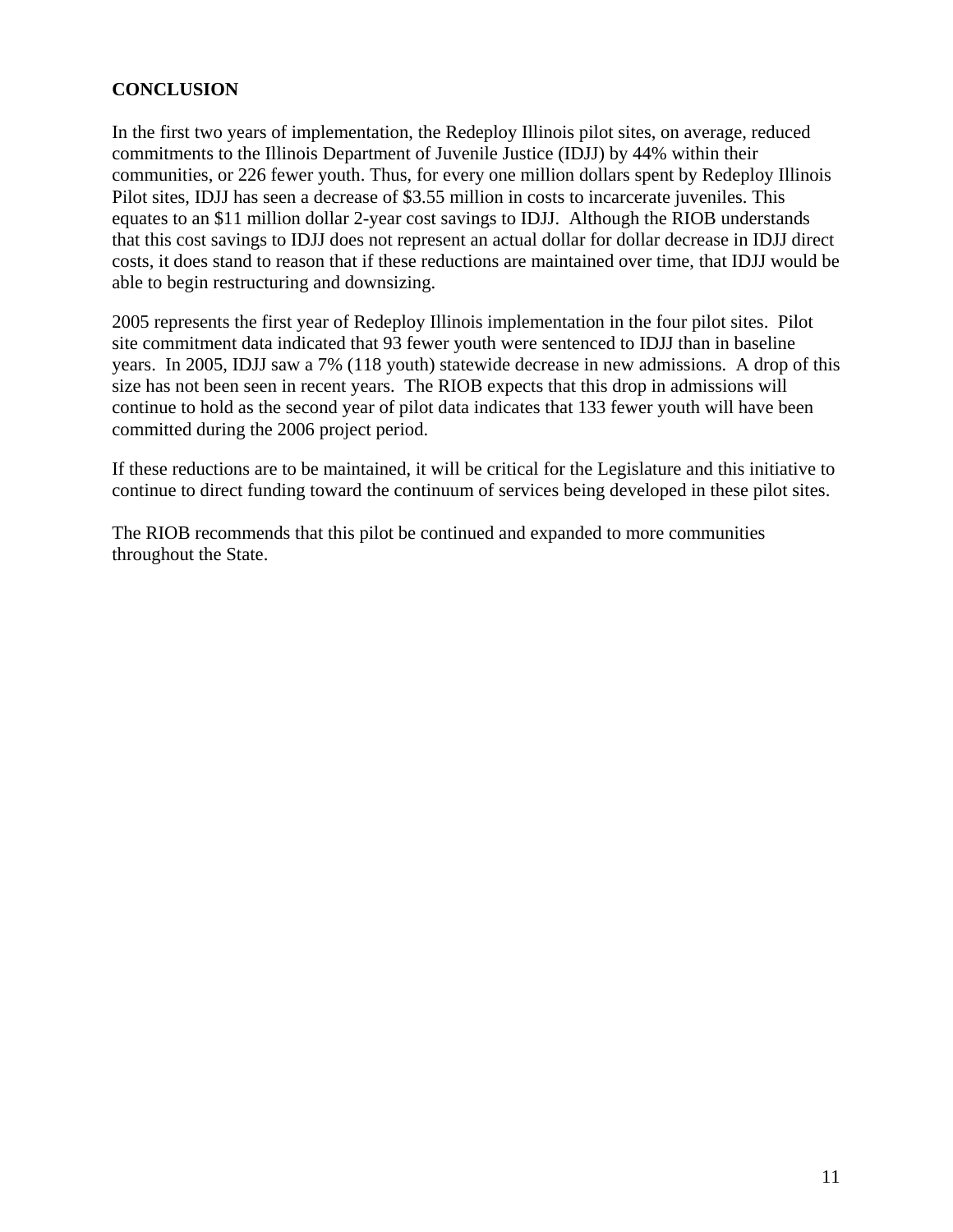# CONCLUSION

In the first two years of implementation, the Redeploy Illinois pilot sites, on average, reduced commitments to the Illinois Department of Juvenile Justice (IDJJ) by 44% within their communities, or 226 fewer youth. Thus, for every one million dollars spent by Redeploy Illinois Pilot sites, IDJJ has seen a decrease of $3.55 million in costs to incarcerate juveniles. This equates to an $11 million dollar 2-year cost savings to IDJJ. Although the RIOB understands that this cost savings to IDJJ does not represent an actual dollar for dollar decrease in IDJJ direct costs, it does stand to reason that if these reductions are maintained over time, that IDJJ would be able to begin restructuring and downsizing.

2005 represents the first year of Redeploy Illinois implementation in the four pilot sites. Pilot site commitment data indicated that 93 fewer youth were sentenced to IDJJ than in baseline years. In 2005, IDJJ saw a 7% (118 youth) statewide decrease in new admissions. A drop of this size has not been seen in recent years. The RIOB expects that this drop in admissions will continue to hold as the second year of pilot data indicates that 133 fewer youth will have been committed during the 2006 project period.

If these reductions are to be maintained, it will be critical for the Legislature and this initiative to continue to direct funding toward the continuum of services being developed in these pilot sites.

The RIOB recommends that this pilot be continued and expanded to more communities throughout the State.